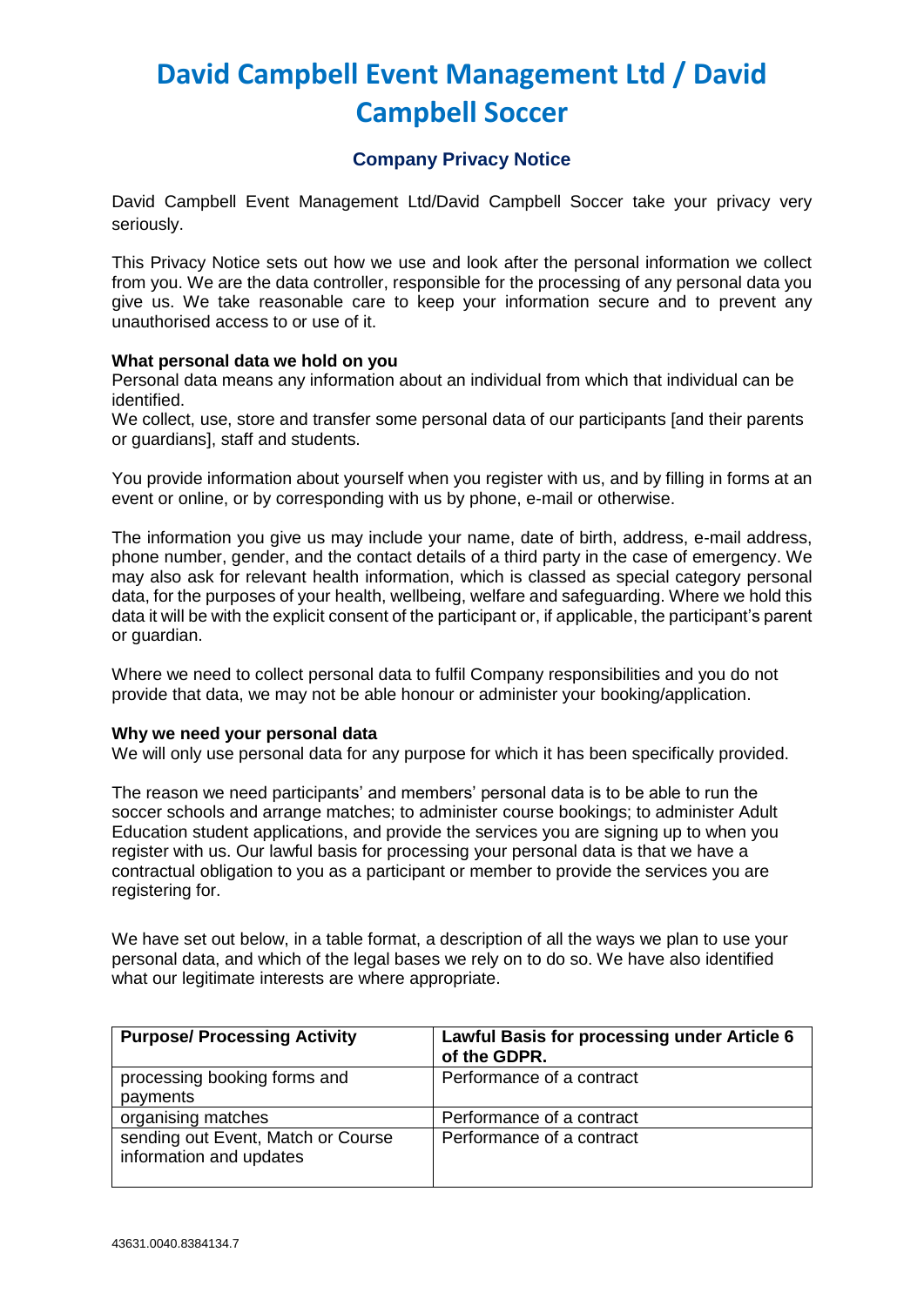# David Campbell Event Management Ltd / David Campbell Soccer

## Company Privacy Notice

David Campbell Event Management Ltd/David Campbell Soccer take your privacy very seriously.

This Privacy Notice sets out how we use and look after the personal information we collect from you. We are the data controller, responsible for the processing of any personal data you give us. We take reasonable care to keep your information secure and to prevent any unauthorised access to or use of it.

**What personal data we hold on you**

Personal data means any information about an individual from which that individual can be identified.

We collect, use, store and transfer some personal data of our participants [and their parents or guardians], staff and students.

You provide information about yourself when you register with us, and by filling in forms at an event or online, or by corresponding with us by phone, e-mail or otherwise.

The information you give us may include your name, date of birth, address, e-mail address, phone number, gender, and the contact details of a third party in the case of emergency. We may also ask for relevant health information, which is classed as special category personal data, for the purposes of your health, wellbeing, welfare and safeguarding. Where we hold this data it will be with the explicit consent of the participant or, if applicable, the participant's parent or guardian.

Where we need to collect personal data to fulfil Company responsibilities and you do not provide that data, we may not be able honour or administer your booking/application.

**Why we need your personal data**

We will only use personal data for any purpose for which it has been specifically provided.

The reason we need participants' and members' personal data is to be able to run the soccer schools and arrange matches; to administer course bookings; to administer Adult Education student applications, and provide the services you are signing up to when you register with us. Our lawful basis for processing your personal data is that we have a contractual obligation to you as a participant or member to provide the services you are registering for.

We have set out below, in a table format, a description of all the ways we plan to use your personal data, and which of the legal bases we rely on to do so. We have also identified what our legitimate interests are where appropriate.

| Purpose/ Processing Activity | Lawful Basis for processing under Article 6 of the GDPR. |
|---|---|
| processing booking forms and payments | Performance of a contract |
| organising matches | Performance of a contract |
| sending out Event, Match or Course information and updates | Performance of a contract |

43631.0040.8384134.7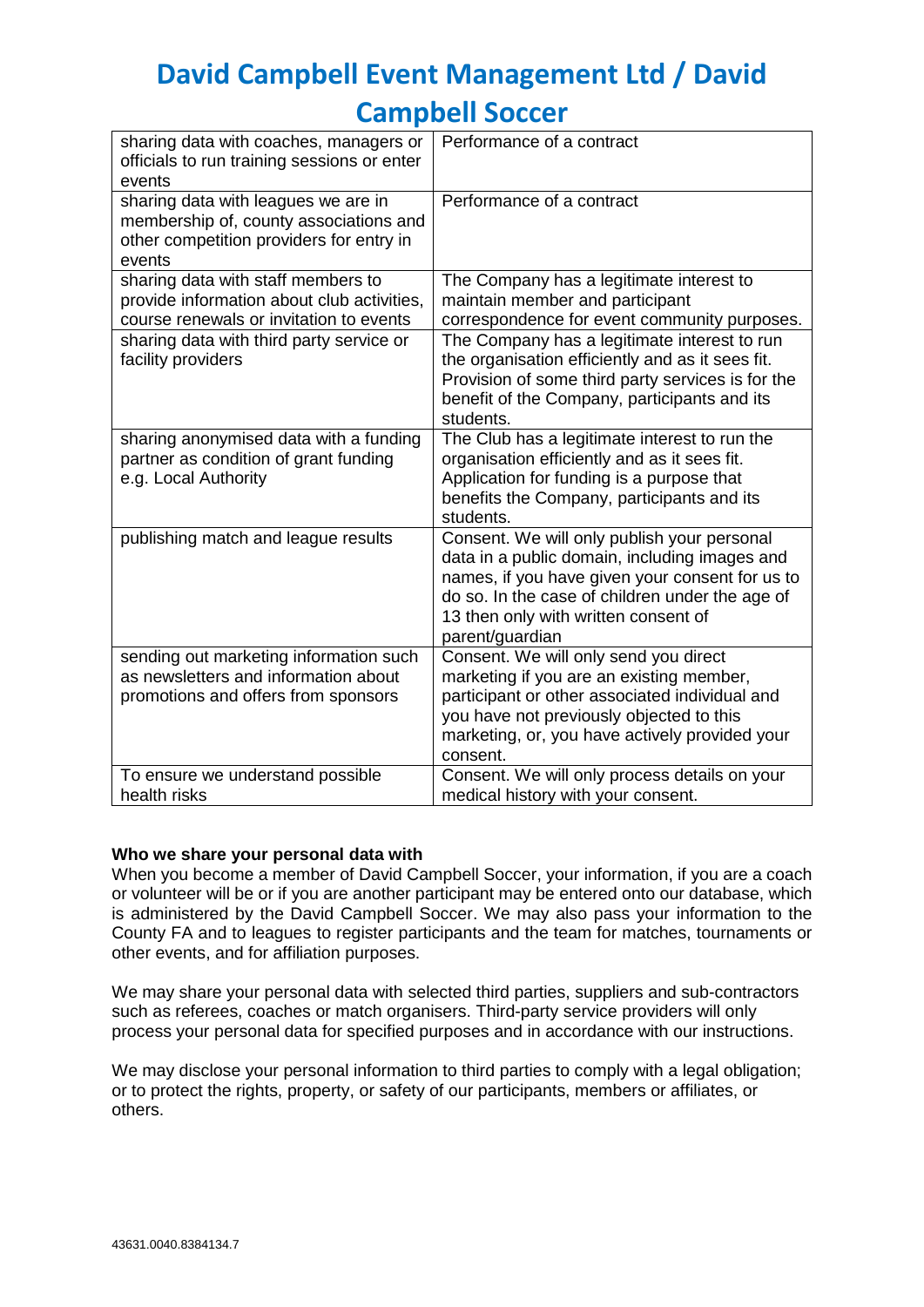| | |
|---|---|
| sharing data with coaches, managers or officials to run training sessions or enter events | Performance of a contract |
| sharing data with leagues we are in membership of, county associations and other competition providers for entry in events | Performance of a contract |
| sharing data with staff members to provide information about club activities, course renewals or invitation to events | The Company has a legitimate interest to maintain member and participant correspondence for event community purposes. |
| sharing data with third party service or facility providers | The Company has a legitimate interest to run the organisation efficiently and as it sees fit. Provision of some third party services is for the benefit of the Company, participants and its students. |
| sharing anonymised data with a funding partner as condition of grant funding e.g. Local Authority | The Club has a legitimate interest to run the organisation efficiently and as it sees fit. Application for funding is a purpose that benefits the Company, participants and its students. |
| publishing match and league results | Consent. We will only publish your personal data in a public domain, including images and names, if you have given your consent for us to do so. In the case of children under the age of 13 then only with written consent of parent/guardian |
| sending out marketing information such as newsletters and information about promotions and offers from sponsors | Consent. We will only send you direct marketing if you are an existing member, participant or other associated individual and you have not previously objected to this marketing, or, you have actively provided your consent. |
| To ensure we understand possible health risks | Consent. We will only process details on your medical history with your consent. |

**Who we share your personal data with**

When you become a member of David Campbell Soccer, your information, if you are a coach or volunteer will be or if you are another participant may be entered onto our database, which is administered by the David Campbell Soccer. We may also pass your information to the County FA and to leagues to register participants and the team for matches, tournaments or other events, and for affiliation purposes.

We may share your personal data with selected third parties, suppliers and sub-contractors such as referees, coaches or match organisers. Third-party service providers will only process your personal data for specified purposes and in accordance with our instructions.

We may disclose your personal information to third parties to comply with a legal obligation; or to protect the rights, property, or safety of our participants, members or affiliates, or others.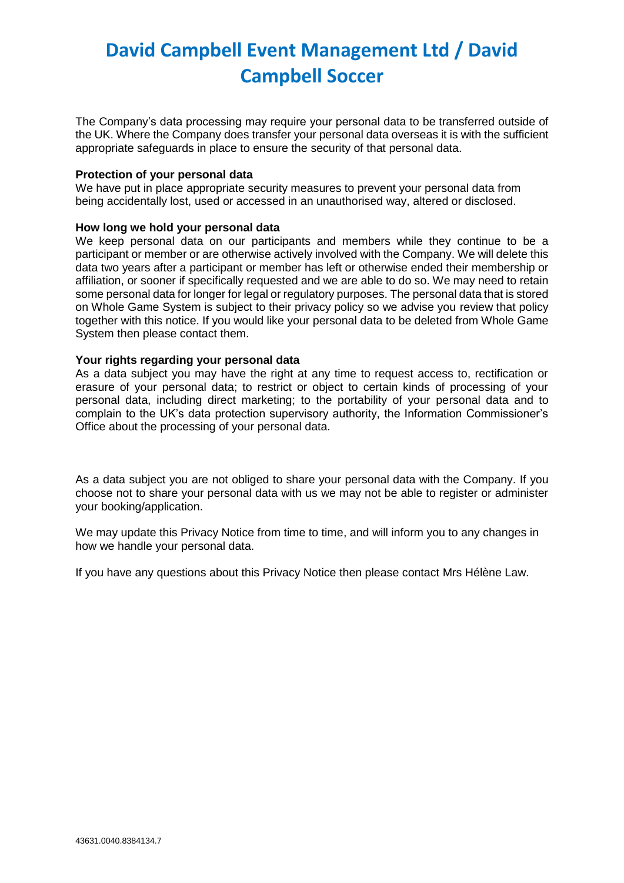# David Campbell Event Management Ltd / David Campbell Soccer

The Company's data processing may require your personal data to be transferred outside of the UK. Where the Company does transfer your personal data overseas it is with the sufficient appropriate safeguards in place to ensure the security of that personal data.

**Protection of your personal data**

We have put in place appropriate security measures to prevent your personal data from being accidentally lost, used or accessed in an unauthorised way, altered or disclosed.

**How long we hold your personal data**

We keep personal data on our participants and members while they continue to be a participant or member or are otherwise actively involved with the Company. We will delete this data two years after a participant or member has left or otherwise ended their membership or affiliation, or sooner if specifically requested and we are able to do so. We may need to retain some personal data for longer for legal or regulatory purposes. The personal data that is stored on Whole Game System is subject to their privacy policy so we advise you review that policy together with this notice. If you would like your personal data to be deleted from Whole Game System then please contact them.

**Your rights regarding your personal data**

As a data subject you may have the right at any time to request access to, rectification or erasure of your personal data; to restrict or object to certain kinds of processing of your personal data, including direct marketing; to the portability of your personal data and to complain to the UK's data protection supervisory authority, the Information Commissioner's Office about the processing of your personal data.

As a data subject you are not obliged to share your personal data with the Company. If you choose not to share your personal data with us we may not be able to register or administer your booking/application.

We may update this Privacy Notice from time to time, and will inform you to any changes in how we handle your personal data.

If you have any questions about this Privacy Notice then please contact Mrs Hélène Law.

43631.0040.8384134.7